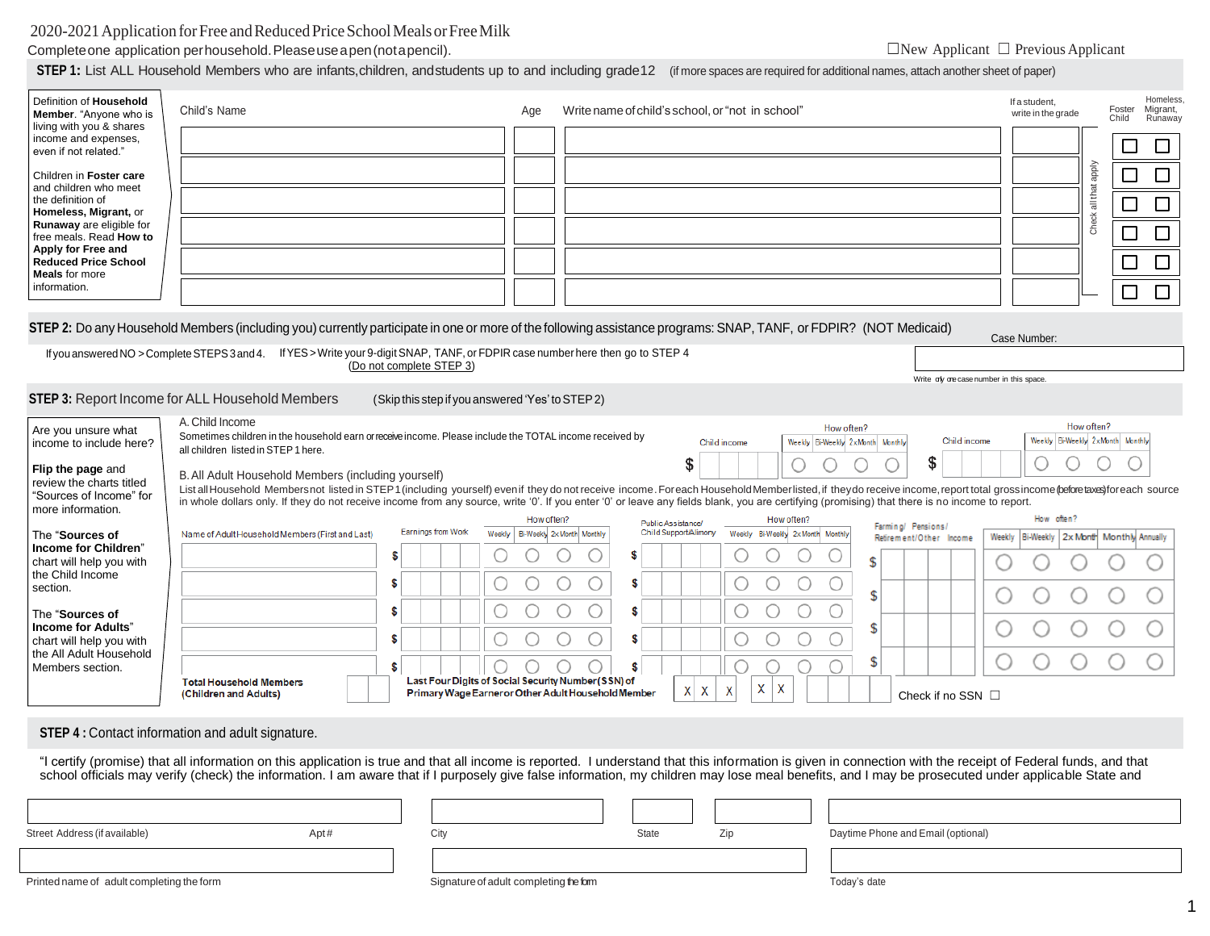# 2020-2021 Application for Free and Reduced Price School Meals or Free Milk

Complete one application per household. Please use a pen (not a pencil).

☐ New Applicant ☐ Previous Applicant

## STEP 1: List ALL Household Members who are infants, children, and students up to and including grade 12 (if more spaces are required for additional names, attach another sheet of paper)

Definition of **Household Member**. "Anyone who is living with you & shares income and expenses, even if not related."

Children in **Foster care** and children who meet the definition of **Homeless, Migrant,** or **Runaway** are eligible for free meals. Read **How to Apply for Free and Reduced Price School Meals** for more information.

| Child's Name | Age | Write name of child's school, or "not in school" | If a student, write in the grade | Foster Child | Homeless, Migrant, Runaway |
|---|---|---|---|---|---|
| | | | | ☐ | ☐ |
| | | | | ☐ | ☐ |
| | | | | ☐ | ☐ |
| | | | | ☐ | ☐ |
| | | | | ☐ | ☐ |
| | | | | ☐ | ☐ |

Check all that apply

## STEP 2: Do any Household Members (including you) currently participate in one or more of the following assistance programs: SNAP, TANF, or FDPIR? (NOT Medicaid)

If you answered NO > Complete STEPS 3 and 4. If YES > Write your 9-digit SNAP, TANF, or FDPIR case number here then go to STEP 4 (Do not complete STEP 3)

Case Number: ____________

Write only one case number in this space.

## STEP 3: Report Income for ALL Household Members (Skip this step if you answered 'Yes' to STEP 2)

Are you unsure what income to include here?

**Flip the page** and review the charts titled "Sources of Income" for more information.

The "**Sources of Income for Children**" chart will help you with the Child Income section.

The "**Sources of Income for Adults**" chart will help you with the All Adult Household Members section.

A. Child Income

Sometimes children in the household earn or receive income. Please include the TOTAL income received by all children listed in STEP 1 here.

| Child income | How often? | Child income | How often? |
|---|---|---|---|
| $ | ○ Weekly ○ Bi-Weekly ○ 2x Month ○ Monthly | $ | ○ Weekly ○ Bi-Weekly ○ 2x Month ○ Monthly |

B. All Adult Household Members (including yourself)

List all Household Members not listed in STEP 1 (including yourself) even if they do not receive income. For each Household Member listed, if they do receive income, report total gross income (before taxes) for each source in whole dollars only. If they do not receive income from any source, write '0'. If you enter '0' or leave any fields blank, you are certifying (promising) that there is no income to report.

| Name of Adult Household Members (First and Last) | Earnings from Work | How often? | Public Assistance/ Child Support/Alimony | How often? | Farming/ Pensions/ Retirement/Other Income | How often? |
|---|---|---|---|---|---|---|
| | $ | ○ Weekly ○ Bi-Weekly ○ 2x Month ○ Monthly | $ | ○ Weekly ○ Bi-Weekly ○ 2x Month ○ Monthly | $ | ○ Weekly ○ Bi-Weekly ○ 2x Month ○ Monthly ○ Annually |
| | $ | ○ Weekly ○ Bi-Weekly ○ 2x Month ○ Monthly | $ | ○ Weekly ○ Bi-Weekly ○ 2x Month ○ Monthly | $ | ○ Weekly ○ Bi-Weekly ○ 2x Month ○ Monthly ○ Annually |
| | $ | ○ Weekly ○ Bi-Weekly ○ 2x Month ○ Monthly | $ | ○ Weekly ○ Bi-Weekly ○ 2x Month ○ Monthly | $ | ○ Weekly ○ Bi-Weekly ○ 2x Month ○ Monthly ○ Annually |
| | $ | ○ Weekly ○ Bi-Weekly ○ 2x Month ○ Monthly | $ | ○ Weekly ○ Bi-Weekly ○ 2x Month ○ Monthly | $ | ○ Weekly ○ Bi-Weekly ○ 2x Month ○ Monthly ○ Annually |
| | $ | ○ Weekly ○ Bi-Weekly ○ 2x Month ○ Monthly | $ | ○ Weekly ○ Bi-Weekly ○ 2x Month ○ Monthly | | |

**Total Household Members (Children and Adults)** ____

**Last Four Digits of Social Security Number (SSN) of Primary Wage Earner or Other Adult Household Member** X X X - X X - ____

Check if no SSN ☐

## STEP 4 : Contact information and adult signature.

"I certify (promise) that all information on this application is true and that all income is reported. I understand that this information is given in connection with the receipt of Federal funds, and that school officials may verify (check) the information. I am aware that if I purposely give false information, my children may lose meal benefits, and I may be prosecuted under applicable State and

| Street Address (if available) | Apt# | City | State | Zip | Daytime Phone and Email (optional) |
|---|---|---|---|---|---|
| | | | | | |

| Printed name of adult completing the form | Signature of adult completing the form | Today's date |
|---|---|---|
| | | |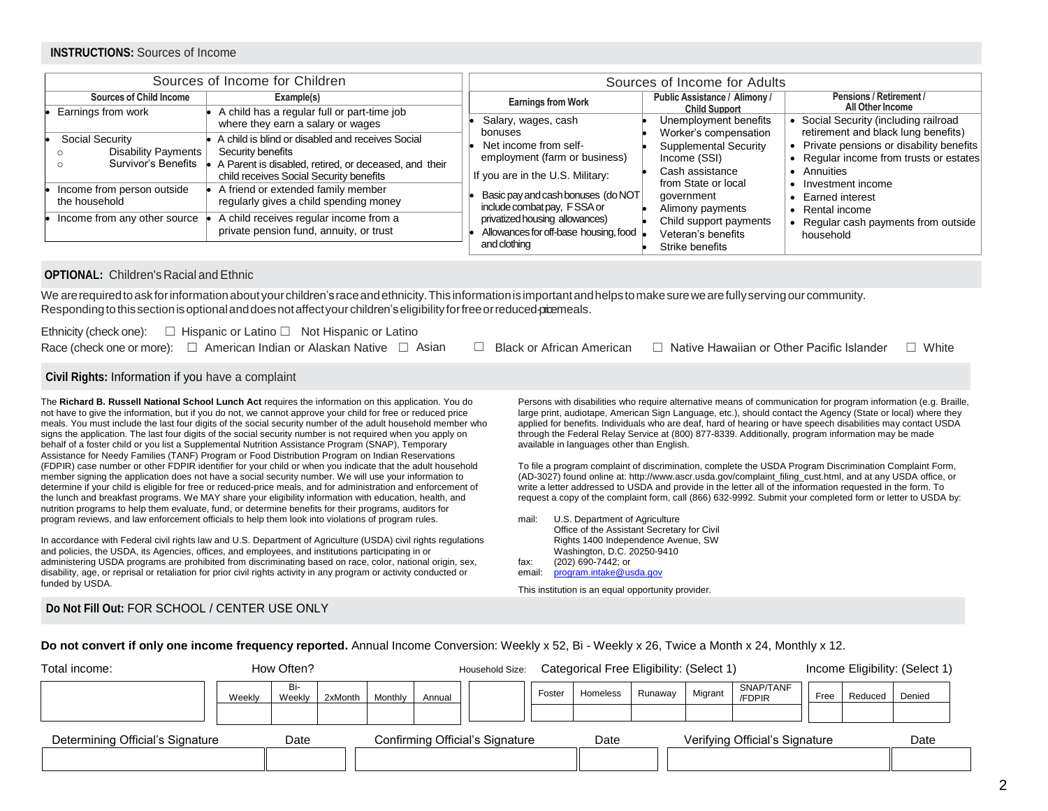**INSTRUCTIONS:** Sources of Income

| Sources of Income for Children | |
|---|---|
| **Sources of Child Income** | **Example(s)** |
| • Earnings from work | • A child has a regular full or part-time job where they earn a salary or wages |
| • Social Security<br>○ Disability Payments<br>○ Survivor's Benefits | • A child is blind or disabled and receives Social Security benefits<br>• A Parent is disabled, retired, or deceased, and their child receives Social Security benefits |
| • Income from person outside the household | • A friend or extended family member regularly gives a child spending money |
| • Income from any other source | • A child receives regular income from a private pension fund, annuity, or trust |

| Sources of Income for Adults | | |
|---|---|---|
| **Earnings from Work** | **Public Assistance / Alimony / Child Support** | **Pensions / Retirement / All Other Income** |
| • Salary, wages, cash bonuses<br>• Net income from self-employment (farm or business)<br>If you are in the U.S. Military:<br>• Basic pay and cash bonuses (do NOT include combat pay, FSSA or privatized housing allowances)<br>• Allowances for off-base housing, food and clothing | • Unemployment benefits<br>• Worker's compensation<br>• Supplemental Security Income (SSI)<br>• Cash assistance from State or local government<br>• Alimony payments<br>• Child support payments<br>• Veteran's benefits<br>• Strike benefits | • Social Security (including railroad retirement and black lung benefits)<br>• Private pensions or disability benefits<br>• Regular income from trusts or estates<br>• Annuities<br>• Investment income<br>• Earned interest<br>• Rental income<br>• Regular cash payments from outside household |

**OPTIONAL:** Children's Racial and Ethnic

We are required to ask for information about your children's race and ethnicity. This information is important and helps to make sure we are fully serving our community. Responding to this section is optional and does not affect your children's eligibility for free or reduced-price meals.

Ethnicity (check one): ☐ Hispanic or Latino ☐ Not Hispanic or Latino

Race (check one or more): ☐ American Indian or Alaskan Native ☐ Asian ☐ Black or African American ☐ Native Hawaiian or Other Pacific Islander ☐ White

**Civil Rights:** Information if you have a complaint

The **Richard B. Russell National School Lunch Act** requires the information on this application. You do not have to give the information, but if you do not, we cannot approve your child for free or reduced price meals. You must include the last four digits of the social security number of the adult household member who signs the application. The last four digits of the social security number is not required when you apply on behalf of a foster child or you list a Supplemental Nutrition Assistance Program (SNAP), Temporary Assistance for Needy Families (TANF) Program or Food Distribution Program on Indian Reservations (FDPIR) case number or other FDPIR identifier for your child or when you indicate that the adult household member signing the application does not have a social security number. We will use your information to determine if your child is eligible for free or reduced-price meals, and for administration and enforcement of the lunch and breakfast programs. We MAY share your eligibility information with education, health, and nutrition programs to help them evaluate, fund, or determine benefits for their programs, auditors for program reviews, and law enforcement officials to help them look into violations of program rules.

In accordance with Federal civil rights law and U.S. Department of Agriculture (USDA) civil rights regulations and policies, the USDA, its Agencies, offices, and employees, and institutions participating in or administering USDA programs are prohibited from discriminating based on race, color, national origin, sex, disability, age, or reprisal or retaliation for prior civil rights activity in any program or activity conducted or funded by USDA.

Persons with disabilities who require alternative means of communication for program information (e.g. Braille, large print, audiotape, American Sign Language, etc.), should contact the Agency (State or local) where they applied for benefits. Individuals who are deaf, hard of hearing or have speech disabilities may contact USDA through the Federal Relay Service at (800) 877-8339. Additionally, program information may be made available in languages other than English.

To file a program complaint of discrimination, complete the USDA Program Discrimination Complaint Form, (AD-3027) found online at: http://www.ascr.usda.gov/complaint_filing_cust.html, and at any USDA office, or write a letter addressed to USDA and provide in the letter all of the information requested in the form. To request a copy of the complaint form, call (866) 632-9992. Submit your completed form or letter to USDA by:

mail: U.S. Department of Agriculture
Office of the Assistant Secretary for Civil Rights 1400 Independence Avenue, SW
Washington, D.C. 20250-9410
fax: (202) 690-7442; or
email: program.intake@usda.gov

This institution is an equal opportunity provider.

**Do Not Fill Out:** FOR SCHOOL / CENTER USE ONLY

**Do not convert if only one income frequency reported.** Annual Income Conversion: Weekly x 52, Bi - Weekly x 26, Twice a Month x 24, Monthly x 12.

| Total income: | How Often? | | | | | Household Size: | Categorical Free Eligibility: (Select 1) | | | | | Income Eligibility: (Select 1) | | |
|---|---|---|---|---|---|---|---|---|---|---|---|---|---|---|
| | Weekly | Bi-Weekly | 2xMonth | Monthly | Annual | | Foster | Homeless | Runaway | Migrant | SNAP/TANF /FDPIR | Free | Reduced | Denied |
| | | | | | | | | | | | | | | |

| Determining Official's Signature | Date | Confirming Official's Signature | Date | Verifying Official's Signature | Date |
|---|---|---|---|---|---|
| | | | | | |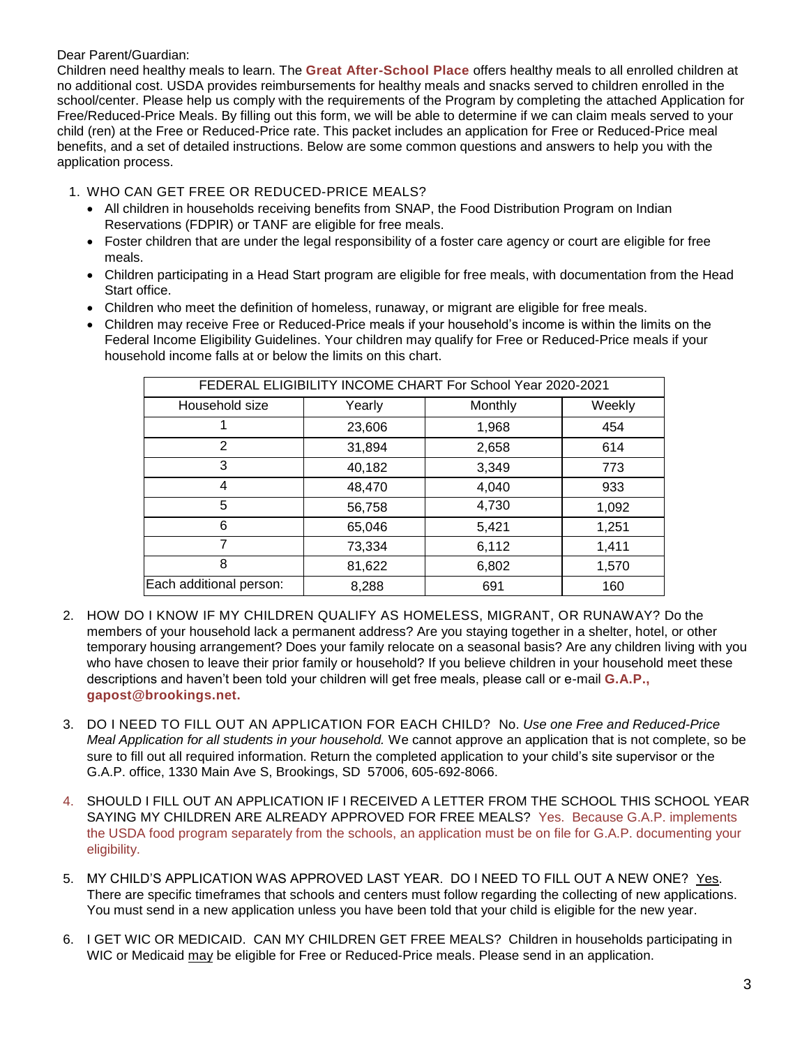Dear Parent/Guardian:
Children need healthy meals to learn. The **Great After-School Place** offers healthy meals to all enrolled children at no additional cost. USDA provides reimbursements for healthy meals and snacks served to children enrolled in the school/center. Please help us comply with the requirements of the Program by completing the attached Application for Free/Reduced-Price Meals. By filling out this form, we will be able to determine if we can claim meals served to your child (ren) at the Free or Reduced-Price rate. This packet includes an application for Free or Reduced-Price meal benefits, and a set of detailed instructions. Below are some common questions and answers to help you with the application process.

1. WHO CAN GET FREE OR REDUCED-PRICE MEALS?
   - All children in households receiving benefits from SNAP, the Food Distribution Program on Indian Reservations (FDPIR) or TANF are eligible for free meals.
   - Foster children that are under the legal responsibility of a foster care agency or court are eligible for free meals.
   - Children participating in a Head Start program are eligible for free meals, with documentation from the Head Start office.
   - Children who meet the definition of homeless, runaway, or migrant are eligible for free meals.
   - Children may receive Free or Reduced-Price meals if your household's income is within the limits on the Federal Income Eligibility Guidelines. Your children may qualify for Free or Reduced-Price meals if your household income falls at or below the limits on this chart.

| FEDERAL ELIGIBILITY INCOME CHART For School Year 2020-2021 | | | |
|---|---|---|---|
| Household size | Yearly | Monthly | Weekly |
| 1 | 23,606 | 1,968 | 454 |
| 2 | 31,894 | 2,658 | 614 |
| 3 | 40,182 | 3,349 | 773 |
| 4 | 48,470 | 4,040 | 933 |
| 5 | 56,758 | 4,730 | 1,092 |
| 6 | 65,046 | 5,421 | 1,251 |
| 7 | 73,334 | 6,112 | 1,411 |
| 8 | 81,622 | 6,802 | 1,570 |
| Each additional person: | 8,288 | 691 | 160 |

2. HOW DO I KNOW IF MY CHILDREN QUALIFY AS HOMELESS, MIGRANT, OR RUNAWAY? Do the members of your household lack a permanent address? Are you staying together in a shelter, hotel, or other temporary housing arrangement? Does your family relocate on a seasonal basis? Are any children living with you who have chosen to leave their prior family or household? If you believe children in your household meet these descriptions and haven't been told your children will get free meals, please call or e-mail **G.A.P., gapost@brookings.net.**

3. DO I NEED TO FILL OUT AN APPLICATION FOR EACH CHILD? No. *Use one Free and Reduced-Price Meal Application for all students in your household.* We cannot approve an application that is not complete, so be sure to fill out all required information. Return the completed application to your child's site supervisor or the G.A.P. office, 1330 Main Ave S, Brookings, SD 57006, 605-692-8066.

4. SHOULD I FILL OUT AN APPLICATION IF I RECEIVED A LETTER FROM THE SCHOOL THIS SCHOOL YEAR SAYING MY CHILDREN ARE ALREADY APPROVED FOR FREE MEALS? Yes. Because G.A.P. implements the USDA food program separately from the schools, an application must be on file for G.A.P. documenting your eligibility.

5. MY CHILD'S APPLICATION WAS APPROVED LAST YEAR. DO I NEED TO FILL OUT A NEW ONE? Yes. There are specific timeframes that schools and centers must follow regarding the collecting of new applications. You must send in a new application unless you have been told that your child is eligible for the new year.

6. I GET WIC OR MEDICAID. CAN MY CHILDREN GET FREE MEALS? Children in households participating in WIC or Medicaid may be eligible for Free or Reduced-Price meals. Please send in an application.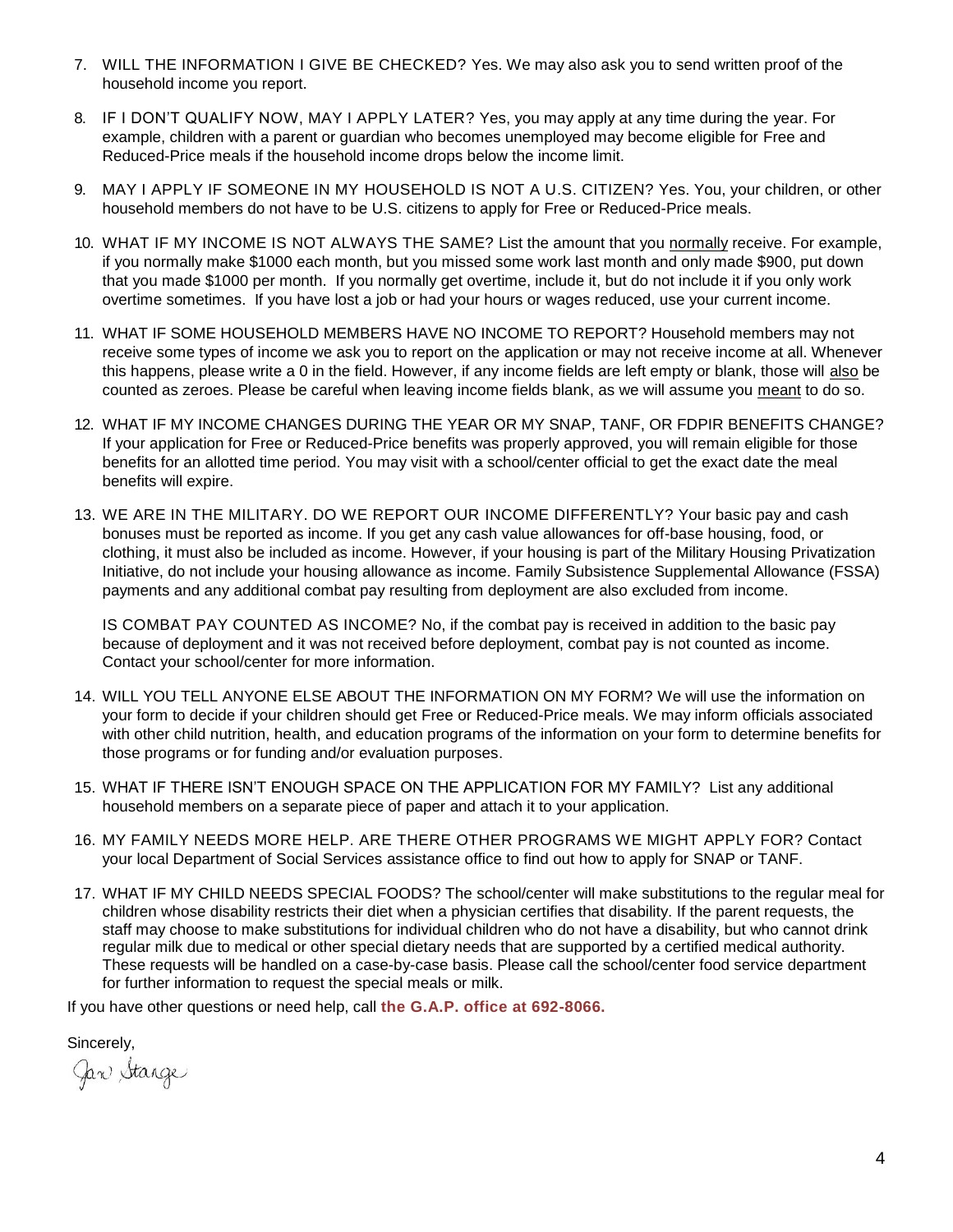7. WILL THE INFORMATION I GIVE BE CHECKED? Yes. We may also ask you to send written proof of the household income you report.

8. IF I DON'T QUALIFY NOW, MAY I APPLY LATER? Yes, you may apply at any time during the year. For example, children with a parent or guardian who becomes unemployed may become eligible for Free and Reduced-Price meals if the household income drops below the income limit.

9. MAY I APPLY IF SOMEONE IN MY HOUSEHOLD IS NOT A U.S. CITIZEN? Yes. You, your children, or other household members do not have to be U.S. citizens to apply for Free or Reduced-Price meals.

10. WHAT IF MY INCOME IS NOT ALWAYS THE SAME? List the amount that you normally receive. For example, if you normally make $1000 each month, but you missed some work last month and only made $900, put down that you made $1000 per month. If you normally get overtime, include it, but do not include it if you only work overtime sometimes. If you have lost a job or had your hours or wages reduced, use your current income.

11. WHAT IF SOME HOUSEHOLD MEMBERS HAVE NO INCOME TO REPORT? Household members may not receive some types of income we ask you to report on the application or may not receive income at all. Whenever this happens, please write a 0 in the field. However, if any income fields are left empty or blank, those will also be counted as zeroes. Please be careful when leaving income fields blank, as we will assume you meant to do so.

12. WHAT IF MY INCOME CHANGES DURING THE YEAR OR MY SNAP, TANF, OR FDPIR BENEFITS CHANGE? If your application for Free or Reduced-Price benefits was properly approved, you will remain eligible for those benefits for an allotted time period. You may visit with a school/center official to get the exact date the meal benefits will expire.

13. WE ARE IN THE MILITARY. DO WE REPORT OUR INCOME DIFFERENTLY? Your basic pay and cash bonuses must be reported as income. If you get any cash value allowances for off-base housing, food, or clothing, it must also be included as income. However, if your housing is part of the Military Housing Privatization Initiative, do not include your housing allowance as income. Family Subsistence Supplemental Allowance (FSSA) payments and any additional combat pay resulting from deployment are also excluded from income.

    IS COMBAT PAY COUNTED AS INCOME? No, if the combat pay is received in addition to the basic pay because of deployment and it was not received before deployment, combat pay is not counted as income. Contact your school/center for more information.

14. WILL YOU TELL ANYONE ELSE ABOUT THE INFORMATION ON MY FORM? We will use the information on your form to decide if your children should get Free or Reduced-Price meals. We may inform officials associated with other child nutrition, health, and education programs of the information on your form to determine benefits for those programs or for funding and/or evaluation purposes.

15. WHAT IF THERE ISN'T ENOUGH SPACE ON THE APPLICATION FOR MY FAMILY? List any additional household members on a separate piece of paper and attach it to your application.

16. MY FAMILY NEEDS MORE HELP. ARE THERE OTHER PROGRAMS WE MIGHT APPLY FOR? Contact your local Department of Social Services assistance office to find out how to apply for SNAP or TANF.

17. WHAT IF MY CHILD NEEDS SPECIAL FOODS? The school/center will make substitutions to the regular meal for children whose disability restricts their diet when a physician certifies that disability. If the parent requests, the staff may choose to make substitutions for individual children who do not have a disability, but who cannot drink regular milk due to medical or other special dietary needs that are supported by a certified medical authority. These requests will be handled on a case-by-case basis. Please call the school/center food service department for further information to request the special meals or milk.

If you have other questions or need help, call **the G.A.P. office at 692-8066.**

Sincerely,

Jan Stange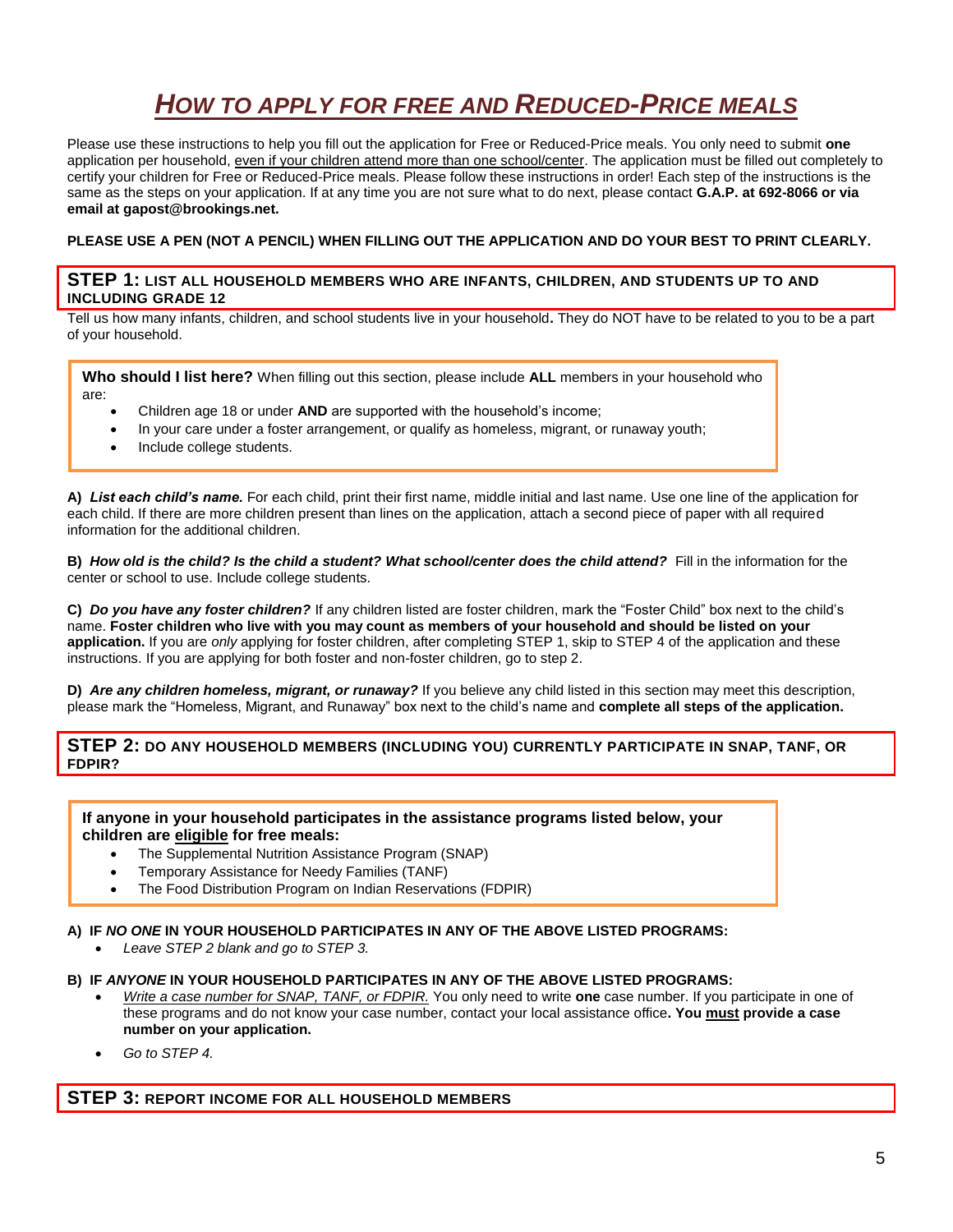# *HOW TO APPLY FOR FREE AND REDUCED-PRICE MEALS*

Please use these instructions to help you fill out the application for Free or Reduced-Price meals. You only need to submit **one** application per household, even if your children attend more than one school/center. The application must be filled out completely to certify your children for Free or Reduced-Price meals. Please follow these instructions in order! Each step of the instructions is the same as the steps on your application. If at any time you are not sure what to do next, please contact **G.A.P. at 692-8066 or via email at gapost@brookings.net.**

**PLEASE USE A PEN (NOT A PENCIL) WHEN FILLING OUT THE APPLICATION AND DO YOUR BEST TO PRINT CLEARLY.**

## STEP 1: LIST ALL HOUSEHOLD MEMBERS WHO ARE INFANTS, CHILDREN, AND STUDENTS UP TO AND INCLUDING GRADE 12

Tell us how many infants, children, and school students live in your household**.** They do NOT have to be related to you to be a part of your household.

**Who should I list here?** When filling out this section, please include **ALL** members in your household who are:

- Children age 18 or under **AND** are supported with the household's income;
- In your care under a foster arrangement, or qualify as homeless, migrant, or runaway youth;
- Include college students.

**A)** ***List each child's name.*** For each child, print their first name, middle initial and last name. Use one line of the application for each child. If there are more children present than lines on the application, attach a second piece of paper with all required information for the additional children.

**B)** ***How old is the child? Is the child a student? What school/center does the child attend?*** Fill in the information for the center or school to use. Include college students.

**C)** ***Do you have any foster children?*** If any children listed are foster children, mark the "Foster Child" box next to the child's name. **Foster children who live with you may count as members of your household and should be listed on your application.** If you are *only* applying for foster children, after completing STEP 1, skip to STEP 4 of the application and these instructions. If you are applying for both foster and non-foster children, go to step 2.

**D)** ***Are any children homeless, migrant, or runaway?*** If you believe any child listed in this section may meet this description, please mark the "Homeless, Migrant, and Runaway" box next to the child's name and **complete all steps of the application.**

## STEP 2: DO ANY HOUSEHOLD MEMBERS (INCLUDING YOU) CURRENTLY PARTICIPATE IN SNAP, TANF, OR FDPIR?

**If anyone in your household participates in the assistance programs listed below, your children are eligible for free meals:**

- The Supplemental Nutrition Assistance Program (SNAP)
- Temporary Assistance for Needy Families (TANF)
- The Food Distribution Program on Indian Reservations (FDPIR)

**A) IF *NO ONE* IN YOUR HOUSEHOLD PARTICIPATES IN ANY OF THE ABOVE LISTED PROGRAMS:**

- *Leave STEP 2 blank and go to STEP 3.*

**B) IF *ANYONE* IN YOUR HOUSEHOLD PARTICIPATES IN ANY OF THE ABOVE LISTED PROGRAMS:**

- *Write a case number for SNAP, TANF, or FDPIR.* You only need to write **one** case number. If you participate in one of these programs and do not know your case number, contact your local assistance office**. You must provide a case number on your application.**
- *Go to STEP 4.*

## STEP 3: REPORT INCOME FOR ALL HOUSEHOLD MEMBERS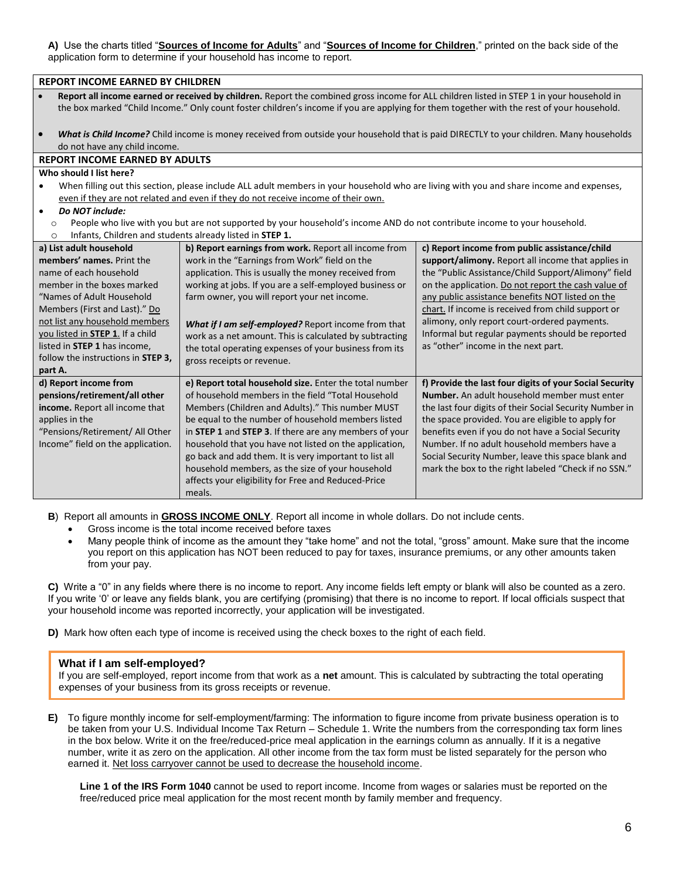**A)** Use the charts titled "**Sources of Income for Adults**" and "**Sources of Income for Children**," printed on the back side of the application form to determine if your household has income to report.

**REPORT INCOME EARNED BY CHILDREN**

- **Report all income earned or received by children.** Report the combined gross income for ALL children listed in STEP 1 in your household in the box marked "Child Income." Only count foster children's income if you are applying for them together with the rest of your household.
- ***What is Child Income?*** Child income is money received from outside your household that is paid DIRECTLY to your children. Many households do not have any child income.

**REPORT INCOME EARNED BY ADULTS**

**Who should I list here?**

- When filling out this section, please include ALL adult members in your household who are living with you and share income and expenses, <u>even if they are not related and even if they do not receive income of their own.</u>
- ***Do NOT include:***
  - People who live with you but are not supported by your household's income AND do not contribute income to your household.
  - Infants, Children and students already listed in **STEP 1.**

| | | |
|---|---|---|
| **a) List adult household members' names.** Print the name of each household member in the boxes marked "Names of Adult Household Members (First and Last)." <u>Do not list any household members you listed in **STEP 1**.</u> If a child listed in **STEP 1** has income, follow the instructions in **STEP 3, part A.** | **b) Report earnings from work.** Report all income from work in the "Earnings from Work" field on the application. This is usually the money received from working at jobs. If you are a self-employed business or farm owner, you will report your net income.<br><br>***What if I am self-employed?*** Report income from that work as a net amount. This is calculated by subtracting the total operating expenses of your business from its gross receipts or revenue. | **c) Report income from public assistance/child support/alimony.** Report all income that applies in the "Public Assistance/Child Support/Alimony" field on the application. <u>Do not report the cash value of any public assistance benefits NOT listed on the chart.</u> If income is received from child support or alimony, only report court-ordered payments. Informal but regular payments should be reported as "other" income in the next part. |
| **d) Report income from pensions/retirement/all other income.** Report all income that applies in the "Pensions/Retirement/ All Other Income" field on the application. | **e) Report total household size.** Enter the total number of household members in the field "Total Household Members (Children and Adults)." This number MUST be equal to the number of household members listed in **STEP 1** and **STEP 3**. If there are any members of your household that you have not listed on the application, go back and add them. It is very important to list all household members, as the size of your household affects your eligibility for Free and Reduced-Price meals. | **f) Provide the last four digits of your Social Security Number.** An adult household member must enter the last four digits of their Social Security Number in the space provided. You are eligible to apply for benefits even if you do not have a Social Security Number. If no adult household members have a Social Security Number, leave this space blank and mark the box to the right labeled "Check if no SSN." |

**B)** Report all amounts in **GROSS INCOME ONLY**. Report all income in whole dollars. Do not include cents.

- Gross income is the total income received before taxes
- Many people think of income as the amount they "take home" and not the total, "gross" amount. Make sure that the income you report on this application has NOT been reduced to pay for taxes, insurance premiums, or any other amounts taken from your pay.

**C)** Write a "0" in any fields where there is no income to report. Any income fields left empty or blank will also be counted as a zero. If you write '0' or leave any fields blank, you are certifying (promising) that there is no income to report. If local officials suspect that your household income was reported incorrectly, your application will be investigated.

**D)** Mark how often each type of income is received using the check boxes to the right of each field.

**What if I am self-employed?**
If you are self-employed, report income from that work as a **net** amount. This is calculated by subtracting the total operating expenses of your business from its gross receipts or revenue.

**E)** To figure monthly income for self-employment/farming: The information to figure income from private business operation is to be taken from your U.S. Individual Income Tax Return – Schedule 1. Write the numbers from the corresponding tax form lines in the box below. Write it on the free/reduced-price meal application in the earnings column as annually. If it is a negative number, write it as zero on the application. All other income from the tax form must be listed separately for the person who earned it. <u>Net loss carryover cannot be used to decrease the household income</u>.

**Line 1 of the IRS Form 1040** cannot be used to report income. Income from wages or salaries must be reported on the free/reduced price meal application for the most recent month by family member and frequency.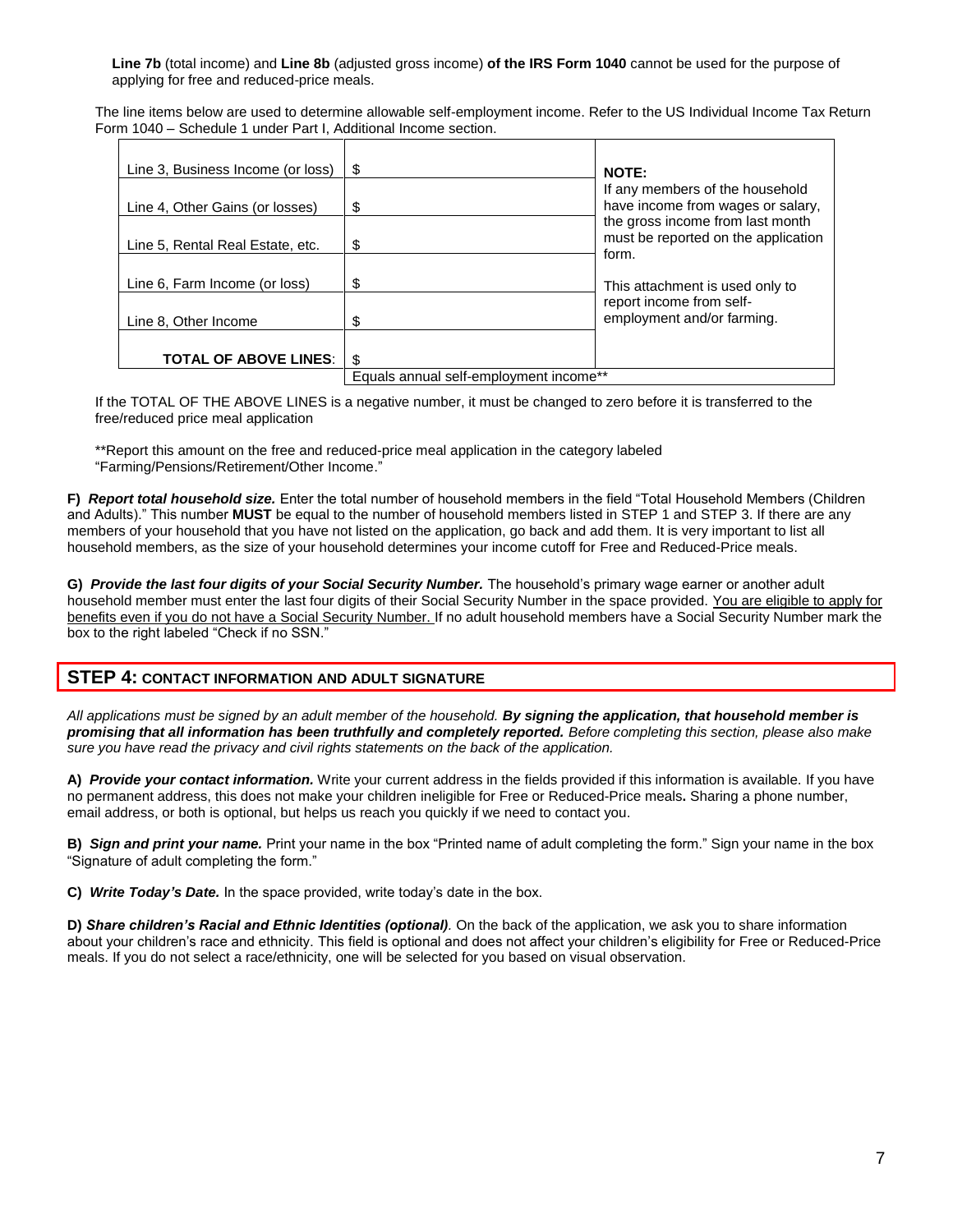**Line 7b** (total income) and **Line 8b** (adjusted gross income) **of the IRS Form 1040** cannot be used for the purpose of applying for free and reduced-price meals.

The line items below are used to determine allowable self-employment income. Refer to the US Individual Income Tax Return Form 1040 – Schedule 1 under Part I, Additional Income section.

| | | |
|---|---|---|
| Line 3, Business Income (or loss) | $ | **NOTE:** If any members of the household have income from wages or salary, the gross income from last month must be reported on the application form. This attachment is used only to report income from self-employment and/or farming. |
| Line 4, Other Gains (or losses) | $ | |
| Line 5, Rental Real Estate, etc. | $ | |
| Line 6, Farm Income (or loss) | $ | |
| Line 8, Other Income | $ | |
| **TOTAL OF ABOVE LINES**: | $ | |
| | Equals annual self-employment income** | |

If the TOTAL OF THE ABOVE LINES is a negative number, it must be changed to zero before it is transferred to the free/reduced price meal application

**Report this amount on the free and reduced-price meal application in the category labeled "Farming/Pensions/Retirement/Other Income."

**F)** ***Report total household size.*** Enter the total number of household members in the field "Total Household Members (Children and Adults)." This number **MUST** be equal to the number of household members listed in STEP 1 and STEP 3. If there are any members of your household that you have not listed on the application, go back and add them. It is very important to list all household members, as the size of your household determines your income cutoff for Free and Reduced-Price meals.

**G)** ***Provide the last four digits of your Social Security Number.*** The household's primary wage earner or another adult household member must enter the last four digits of their Social Security Number in the space provided. You are eligible to apply for benefits even if you do not have a Social Security Number. If no adult household members have a Social Security Number mark the box to the right labeled "Check if no SSN."

## STEP 4: CONTACT INFORMATION AND ADULT SIGNATURE

*All applications must be signed by an adult member of the household.* ***By signing the application, that household member is promising that all information has been truthfully and completely reported.*** *Before completing this section, please also make sure you have read the privacy and civil rights statements on the back of the application.*

**A)** ***Provide your contact information.*** Write your current address in the fields provided if this information is available. If you have no permanent address, this does not make your children ineligible for Free or Reduced-Price meals**.** Sharing a phone number, email address, or both is optional, but helps us reach you quickly if we need to contact you.

**B)** ***Sign and print your name.*** Print your name in the box "Printed name of adult completing the form." Sign your name in the box "Signature of adult completing the form."

**C)** ***Write Today's Date.*** In the space provided, write today's date in the box.

**D)** ***Share children's Racial and Ethnic Identities (optional)****.* On the back of the application, we ask you to share information about your children's race and ethnicity. This field is optional and does not affect your children's eligibility for Free or Reduced-Price meals. If you do not select a race/ethnicity, one will be selected for you based on visual observation.